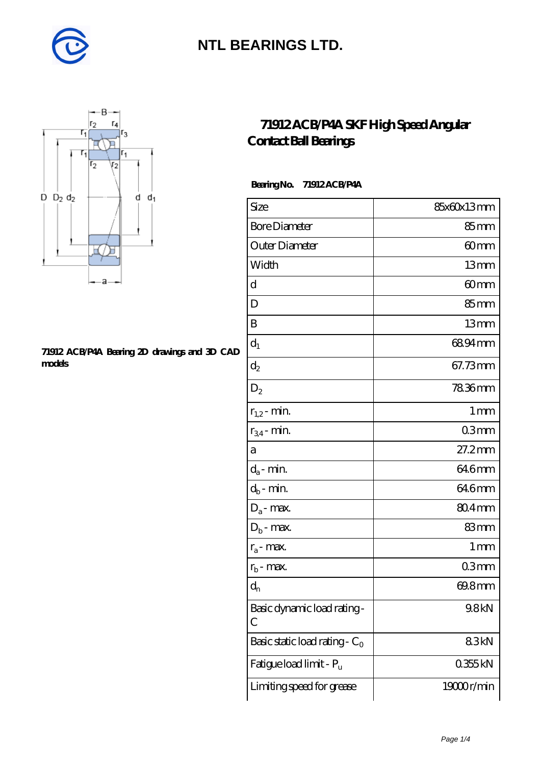# NTL BEARINGS LTD.

## 71912 ACB/P4A SKF High Speed Angular Contact Ball Bearings

71912 ACB/P4A Bearing 2D drawings and 3D CAD models

**Bearing No. 71912 ACB/P4A**

| Size | 85x60x13 mm |
|---|---|
| Bore Diameter | 85 mm |
| Outer Diameter | 60 mm |
| Width | 13 mm |
| d | 60 mm |
| D | 85 mm |
| B | 13 mm |
| $d_1$ | 68.94 mm |
| $d_2$ | 67.73 mm |
| $D_2$ | 78.36 mm |
| $r_{1,2}$ - min. | 1 mm |
| $r_{3,4}$ - min. | 0.3 mm |
| a | 27.2 mm |
| $d_a$ - min. | 64.6 mm |
| $d_b$ - min. | 64.6 mm |
| $D_a$ - max. | 80.4 mm |
| $D_b$ - max. | 83 mm |
| $r_a$ - max. | 1 mm |
| $r_b$ - max. | 0.3 mm |
| $d_n$ | 69.8 mm |
| Basic dynamic load rating - C | 9.8 kN |
| Basic static load rating - $C_0$ | 8.3 kN |
| Fatigue load limit - $P_u$ | 0.355 kN |
| Limiting speed for grease | 19000 r/min |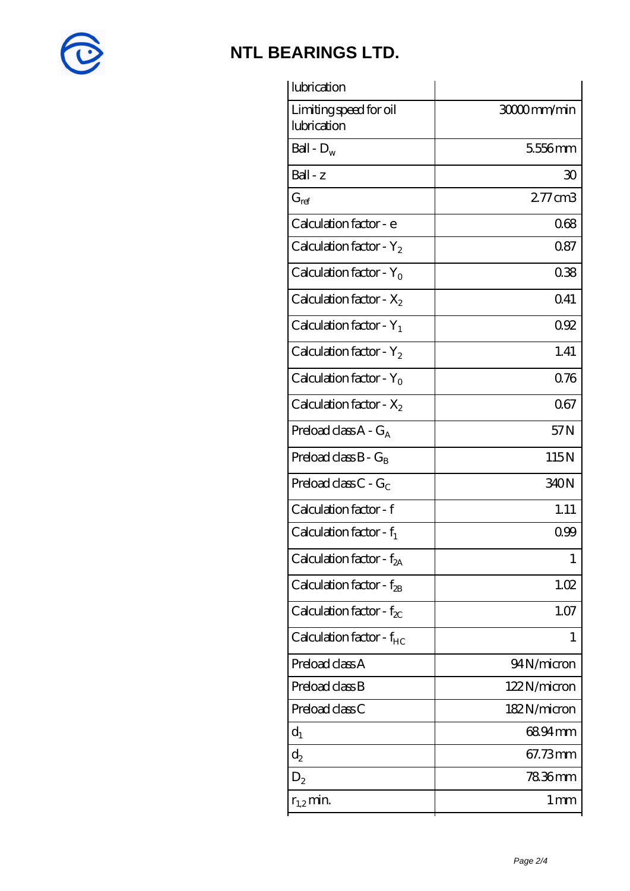# NTL BEARINGS LTD.

| | |
|---|---|
| lubrication | |
| Limiting speed for oil lubrication | 30000 mm/min |
| Ball - $D_w$ | 5.556 mm |
| Ball - z | 30 |
| $G_{ref}$ | 2.77 cm3 |
| Calculation factor - e | 0.68 |
| Calculation factor - $Y_2$ | 0.87 |
| Calculation factor - $Y_0$ | 0.38 |
| Calculation factor - $X_2$ | 0.41 |
| Calculation factor - $Y_1$ | 0.92 |
| Calculation factor - $Y_2$ | 1.41 |
| Calculation factor - $Y_0$ | 0.76 |
| Calculation factor - $X_2$ | 0.67 |
| Preload class A - $G_A$ | 57 N |
| Preload class B - $G_B$ | 115 N |
| Preload class C - $G_C$ | 340 N |
| Calculation factor - f | 1.11 |
| Calculation factor - $f_1$ | 0.99 |
| Calculation factor - $f_{2A}$ | 1 |
| Calculation factor - $f_{2B}$ | 1.02 |
| Calculation factor - $f_{2C}$ | 1.07 |
| Calculation factor - $f_{HC}$ | 1 |
| Preload class A | 94 N/micron |
| Preload class B | 122 N/micron |
| Preload class C | 182 N/micron |
| $d_1$ | 68.94 mm |
| $d_2$ | 67.73 mm |
| $D_2$ | 78.36 mm |
| $r_{1,2}$ min. | 1 mm |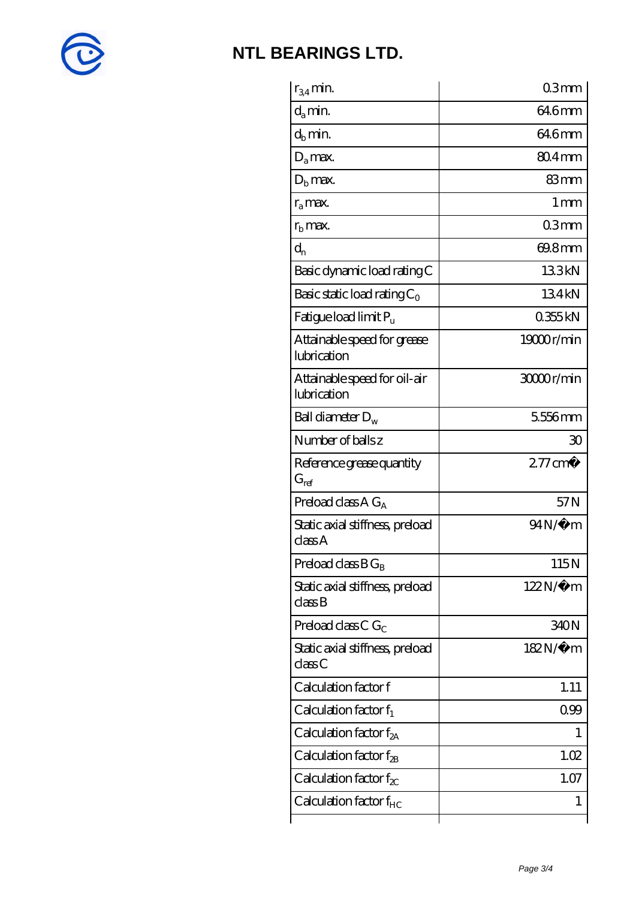# NTL BEARINGS LTD.

| | |
|---|---|
| $r_{3,4}$ min. | 0.3 mm |
| $d_a$ min. | 64.6 mm |
| $d_b$ min. | 64.6 mm |
| $D_a$ max. | 80.4 mm |
| $D_b$ max. | 83 mm |
| $r_a$ max. | 1 mm |
| $r_b$ max. | 0.3 mm |
| $d_n$ | 69.8 mm |
| Basic dynamic load rating C | 13.3 kN |
| Basic static load rating $C_0$ | 13.4 kN |
| Fatigue load limit $P_u$ | 0.355 kN |
| Attainable speed for grease lubrication | 19000 r/min |
| Attainable speed for oil-air lubrication | 30000 r/min |
| Ball diameter $D_w$ | 5.556 mm |
| Number of balls z | 30 |
| Reference grease quantity $G_{ref}$ | 2.77 cm� |
| Preload class A $G_A$ | 57 N |
| Static axial stiffness, preload class A | 94 N/�m |
| Preload class B $G_B$ | 115 N |
| Static axial stiffness, preload class B | 122 N/�m |
| Preload class C $G_C$ | 340 N |
| Static axial stiffness, preload class C | 182 N/�m |
| Calculation factor f | 1.11 |
| Calculation factor $f_1$ | 0.99 |
| Calculation factor $f_{2A}$ | 1 |
| Calculation factor $f_{2B}$ | 1.02 |
| Calculation factor $f_{2C}$ | 1.07 |
| Calculation factor $f_{HC}$ | 1 |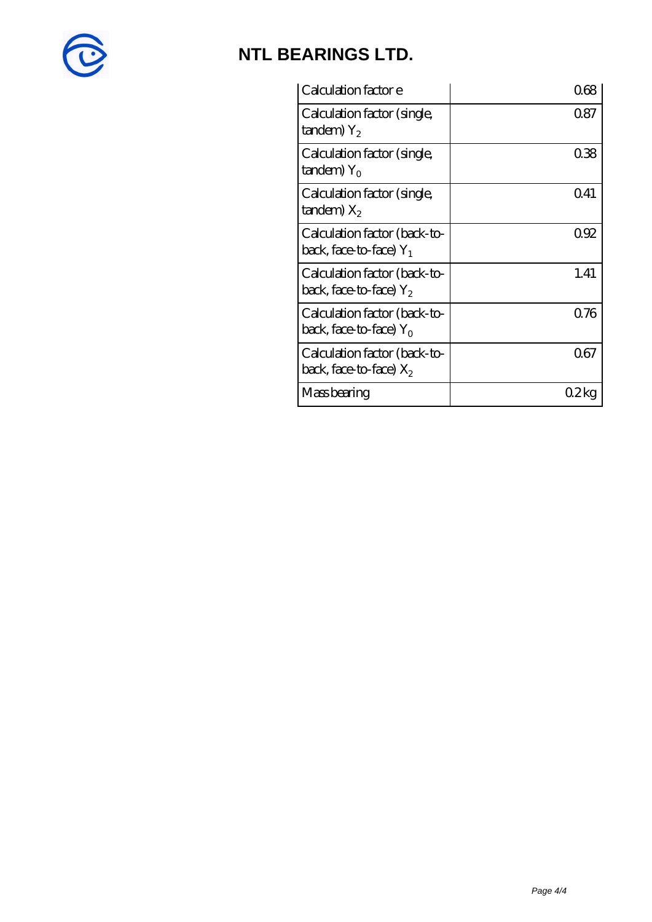# NTL BEARINGS LTD.

| | |
|---|---|
| Calculation factor e | 0.68 |
| Calculation factor (single, tandem) $Y_2$ | 0.87 |
| Calculation factor (single, tandem) $Y_0$ | 0.38 |
| Calculation factor (single, tandem) $X_2$ | 0.41 |
| Calculation factor (back-to-back, face-to-face) $Y_1$ | 0.92 |
| Calculation factor (back-to-back, face-to-face) $Y_2$ | 1.41 |
| Calculation factor (back-to-back, face-to-face) $Y_0$ | 0.76 |
| Calculation factor (back-to-back, face-to-face) $X_2$ | 0.67 |
| Mass bearing | 0.2 kg |